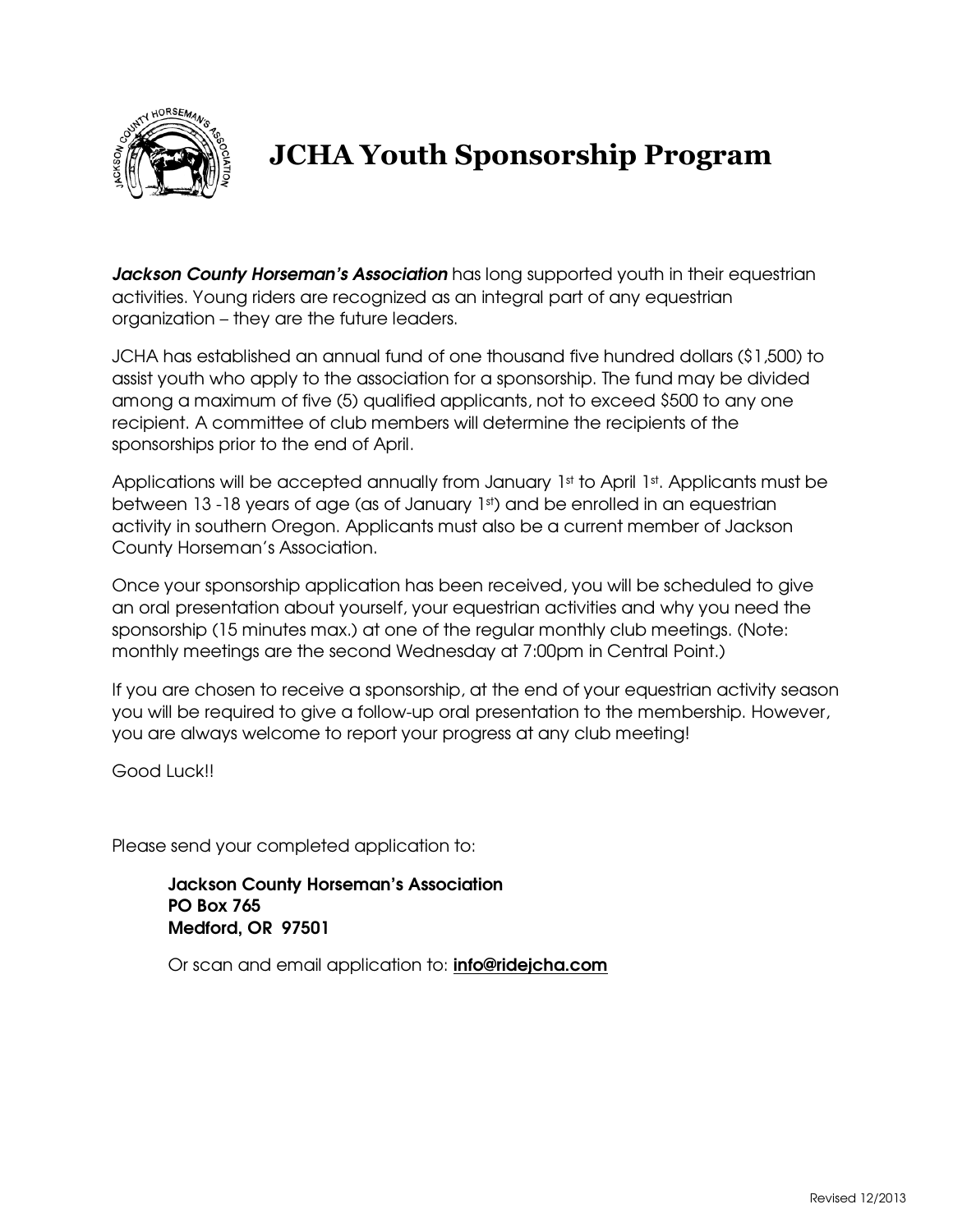# JCHA Youth Sponsorship Program

***Jackson County Horseman's Association*** has long supported youth in their equestrian activities. Young riders are recognized as an integral part of any equestrian organization – they are the future leaders.

JCHA has established an annual fund of one thousand five hundred dollars ($1,500) to assist youth who apply to the association for a sponsorship. The fund may be divided among a maximum of five (5) qualified applicants, not to exceed $500 to any one recipient. A committee of club members will determine the recipients of the sponsorships prior to the end of April.

Applications will be accepted annually from January 1st to April 1st. Applicants must be between 13 -18 years of age (as of January 1st) and be enrolled in an equestrian activity in southern Oregon. Applicants must also be a current member of Jackson County Horseman's Association.

Once your sponsorship application has been received, you will be scheduled to give an oral presentation about yourself, your equestrian activities and why you need the sponsorship (15 minutes max.) at one of the regular monthly club meetings. (Note: monthly meetings are the second Wednesday at 7:00pm in Central Point.)

If you are chosen to receive a sponsorship, at the end of your equestrian activity season you will be required to give a follow-up oral presentation to the membership. However, you are always welcome to report your progress at any club meeting!

Good Luck!!

Please send your completed application to:

**Jackson County Horseman's Association**
**PO Box 765**
**Medford, OR 97501**

Or scan and email application to: **info@ridejcha.com**

Revised 12/2013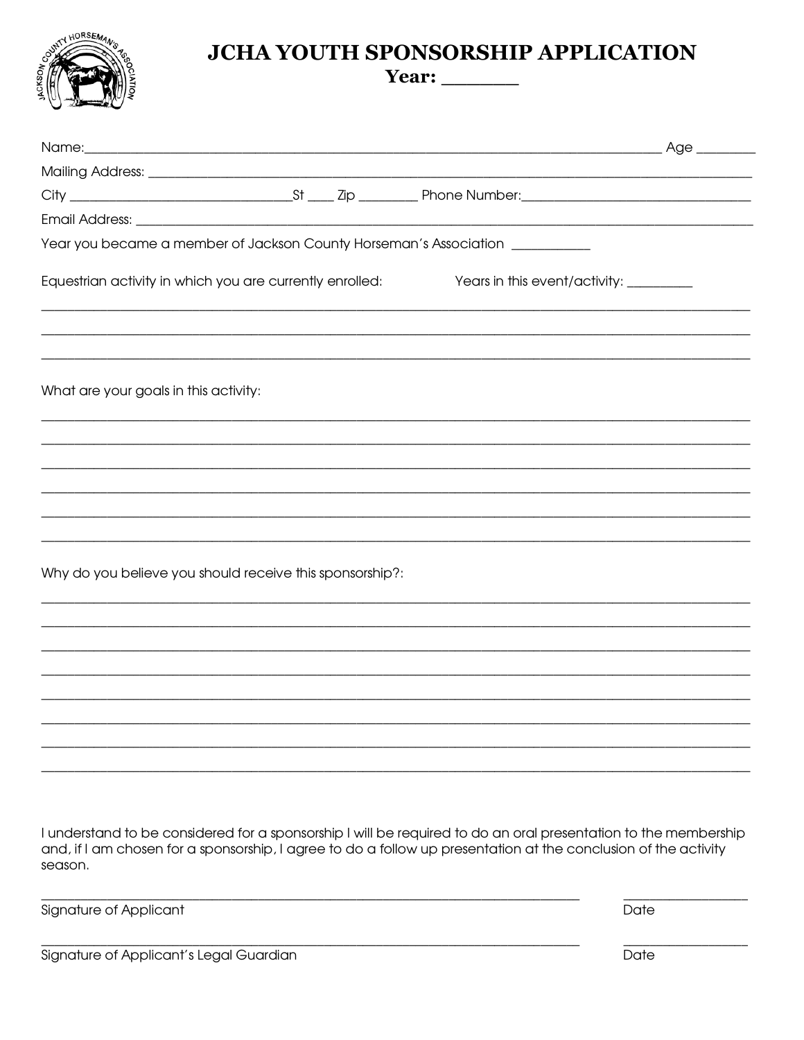# JCHA YOUTH SPONSORSHIP APPLICATION

**Year: _______**

Name:_____________________________________________________________________________________ Age _________

Mailing Address: _____________________________________________________________________________________

City _________________________________St ____ Zip _________ Phone Number:___________________________________

Email Address: ________________________________________________________________________________________

Year you became a member of Jackson County Horseman's Association ____________

Equestrian activity in which you are currently enrolled: Years in this event/activity: __________

______________________________________________________________________________________________

______________________________________________________________________________________________

______________________________________________________________________________________________

What are your goals in this activity:

______________________________________________________________________________________________

______________________________________________________________________________________________

______________________________________________________________________________________________

______________________________________________________________________________________________

______________________________________________________________________________________________

______________________________________________________________________________________________

Why do you believe you should receive this sponsorship?:

______________________________________________________________________________________________

______________________________________________________________________________________________

______________________________________________________________________________________________

______________________________________________________________________________________________

______________________________________________________________________________________________

______________________________________________________________________________________________

______________________________________________________________________________________________

______________________________________________________________________________________________

I understand to be considered for a sponsorship I will be required to do an oral presentation to the membership and, if I am chosen for a sponsorship, I agree to do a follow up presentation at the conclusion of the activity season.

_________________________________________________________________________ ___________________

Signature of Applicant Date

_________________________________________________________________________ ___________________

Signature of Applicant's Legal Guardian Date